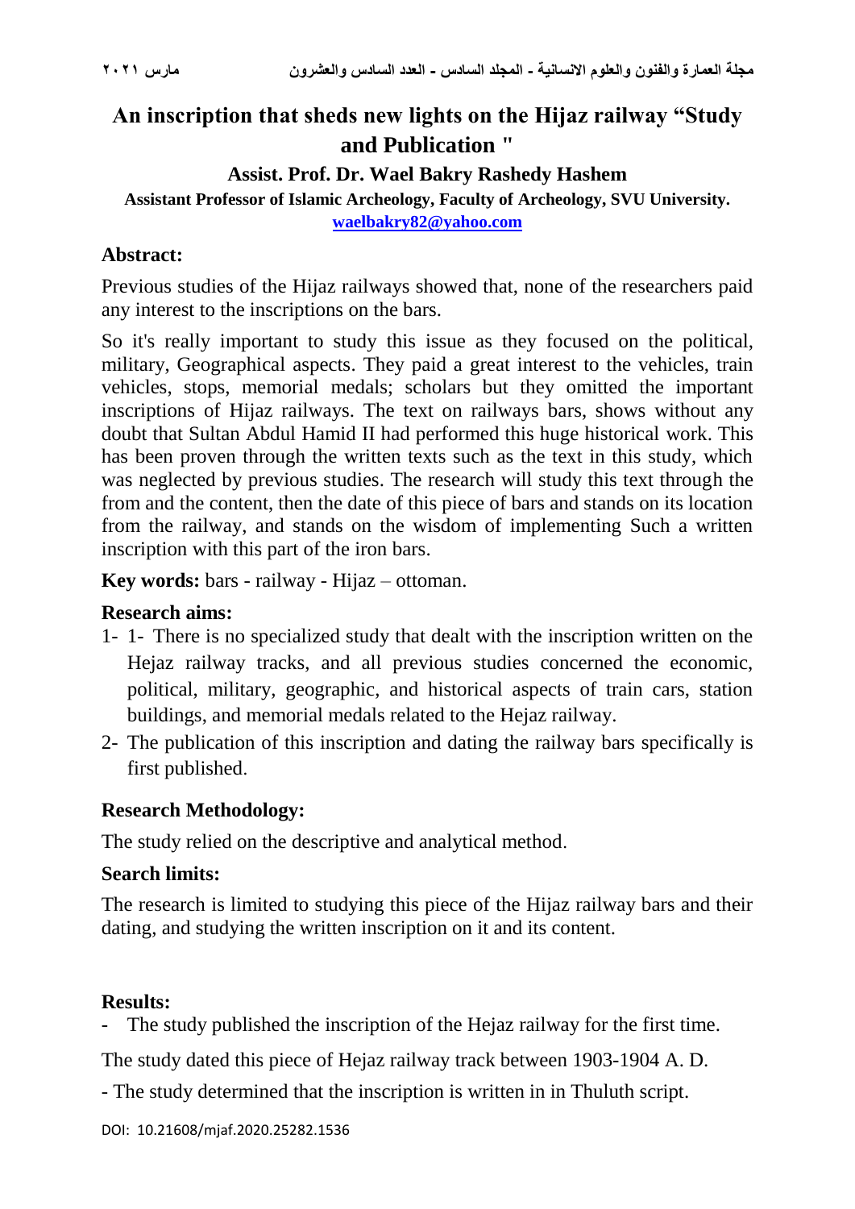# An inscription that sheds new lights on the Hijaz railway "Study and Publication "

**Assist. Prof. Dr. Wael Bakry Rashedy Hashem**

**Assistant Professor of Islamic Archeology, Faculty of Archeology, SVU University.**

**waelbakry82@yahoo.com**

## Abstract:

Previous studies of the Hijaz railways showed that, none of the researchers paid any interest to the inscriptions on the bars.

So it's really important to study this issue as they focused on the political, military, Geographical aspects. They paid a great interest to the vehicles, train vehicles, stops, memorial medals; scholars but they omitted the important inscriptions of Hijaz railways. The text on railways bars, shows without any doubt that Sultan Abdul Hamid II had performed this huge historical work. This has been proven through the written texts such as the text in this study, which was neglected by previous studies. The research will study this text through the from and the content, then the date of this piece of bars and stands on its location from the railway, and stands on the wisdom of implementing Such a written inscription with this part of the iron bars.

**Key words:** bars - railway - Hijaz – ottoman.

## Research aims:

1- 1- There is no specialized study that dealt with the inscription written on the Hejaz railway tracks, and all previous studies concerned the economic, political, military, geographic, and historical aspects of train cars, station buildings, and memorial medals related to the Hejaz railway.
2- The publication of this inscription and dating the railway bars specifically is first published.

## Research Methodology:

The study relied on the descriptive and analytical method.

## Search limits:

The research is limited to studying this piece of the Hijaz railway bars and their dating, and studying the written inscription on it and its content.

## Results:

- The study published the inscription of the Hejaz railway for the first time.

The study dated this piece of Hejaz railway track between 1903-1904 A. D.

- The study determined that the inscription is written in in Thuluth script.

DOI: 10.21608/mjaf.2020.25282.1536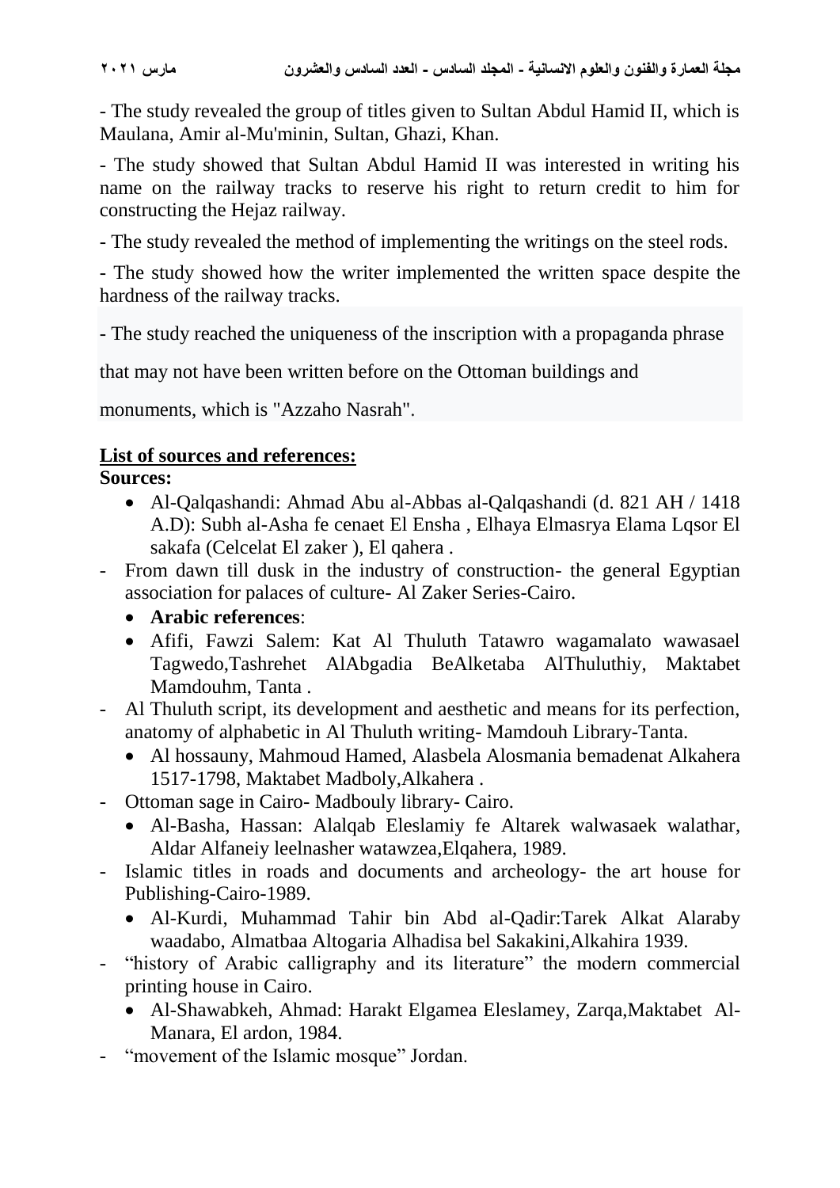- The study revealed the group of titles given to Sultan Abdul Hamid II, which is Maulana, Amir al-Mu'minin, Sultan, Ghazi, Khan.

- The study showed that Sultan Abdul Hamid II was interested in writing his name on the railway tracks to reserve his right to return credit to him for constructing the Hejaz railway.

- The study revealed the method of implementing the writings on the steel rods.

- The study showed how the writer implemented the written space despite the hardness of the railway tracks.

- The study reached the uniqueness of the inscription with a propaganda phrase that may not have been written before on the Ottoman buildings and monuments, which is "Azzaho Nasrah".

**List of sources and references:**

**Sources:**

- Al-Qalqashandi: Ahmad Abu al-Abbas al-Qalqashandi (d. 821 AH / 1418 A.D): Subh al-Asha fe cenaet El Ensha , Elhaya Elmasrya Elama Lqsor El sakafa (Celcelat El zaker ), El qahera .
- From dawn till dusk in the industry of construction- the general Egyptian association for palaces of culture- Al Zaker Series-Cairo.
- **Arabic references**:
- Afifi, Fawzi Salem: Kat Al Thuluth Tatawro wagamalato wawasael Tagwedo,Tashrehet AlAbgadia BeAlketaba AlThuluthiy, Maktabet Mamdouhm, Tanta .
- Al Thuluth script, its development and aesthetic and means for its perfection, anatomy of alphabetic in Al Thuluth writing- Mamdouh Library-Tanta.
- Al hossauny, Mahmoud Hamed, Alasbela Alosmania bemadenat Alkahera 1517-1798, Maktabet Madboly,Alkahera .
- Ottoman sage in Cairo- Madbouly library- Cairo.
- Al-Basha, Hassan: Alalqab Eleslamiy fe Altarek walwasaek walathar, Aldar Alfaneiy leelnasher watawzea,Elqahera, 1989.
- Islamic titles in roads and documents and archeology- the art house for Publishing-Cairo-1989.
- Al-Kurdi, Muhammad Tahir bin Abd al-Qadir:Tarek Alkat Alaraby waadabo, Almatbaa Altogaria Alhadisa bel Sakakini,Alkahira 1939.
- "history of Arabic calligraphy and its literature" the modern commercial printing house in Cairo.
- Al-Shawabkeh, Ahmad: Harakt Elgamea Eleslamey, Zarqa,Maktabet Al-Manara, El ardon, 1984.
- "movement of the Islamic mosque" Jordan.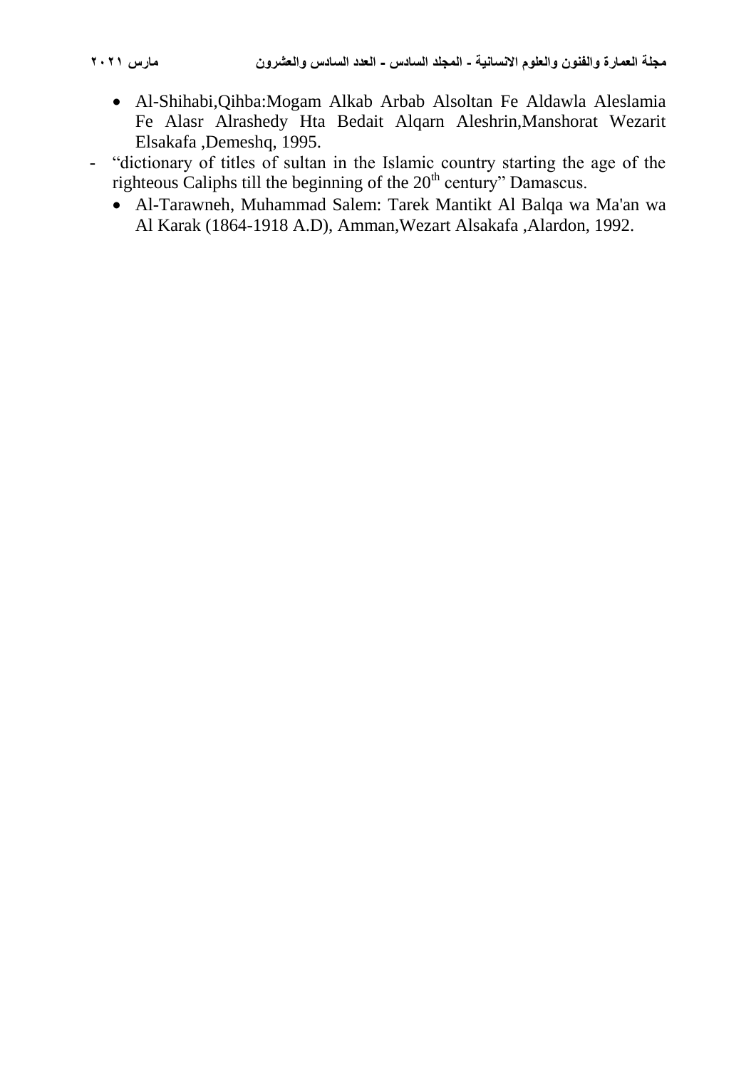- Al-Shihabi,Qihba:Mogam Alkab Arbab Alsoltan Fe Aldawla Aleslamia Fe Alasr Alrashedy Hta Bedait Alqarn Aleshrin,Manshorat Wezarit Elsakafa ,Demeshq, 1995.

- "dictionary of titles of sultan in the Islamic country starting the age of the righteous Caliphs till the beginning of the 20th century" Damascus.

- Al-Tarawneh, Muhammad Salem: Tarek Mantikt Al Balqa wa Ma'an wa Al Karak (1864-1918 A.D), Amman,Wezart Alsakafa ,Alardon, 1992.